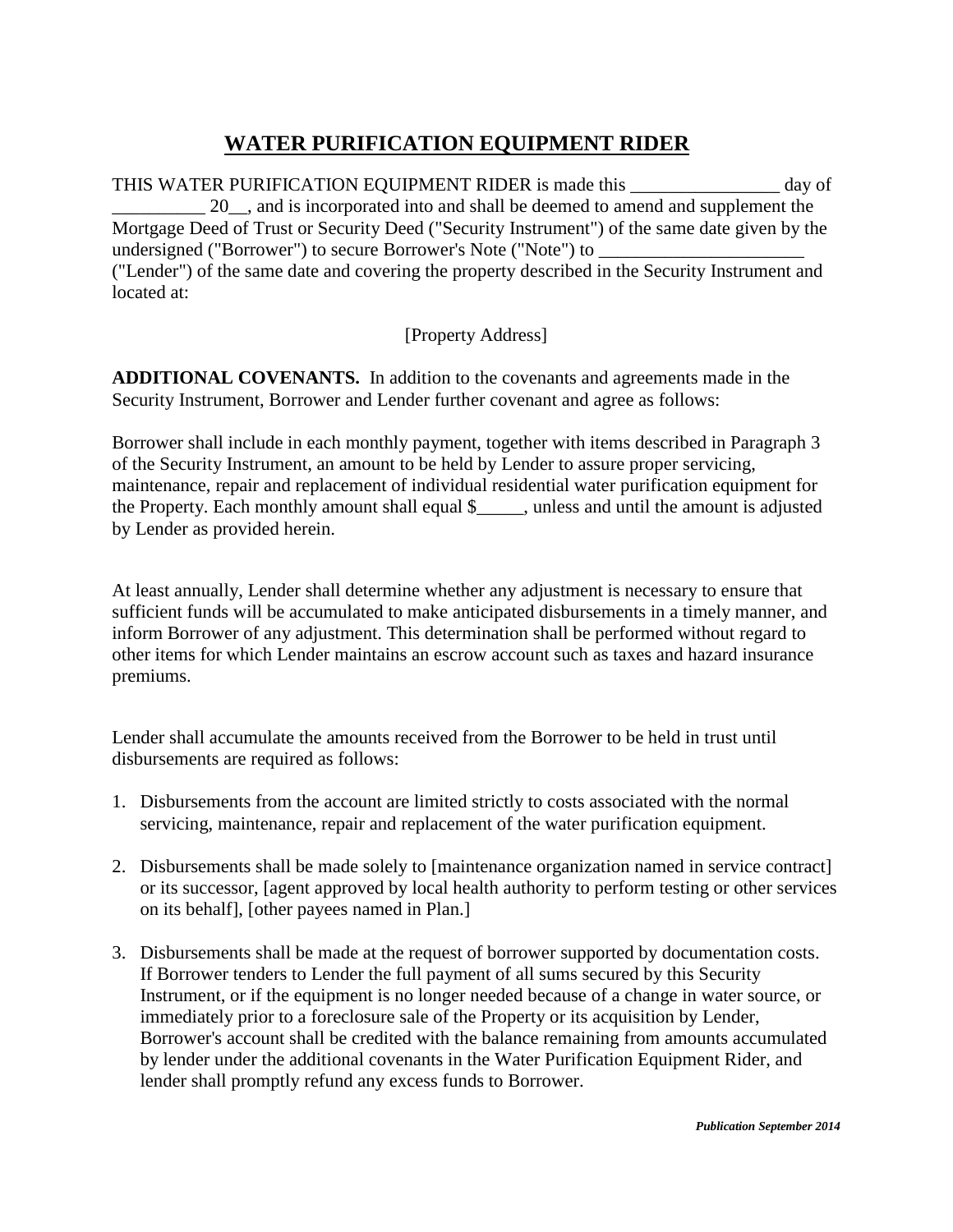# WATER PURIFICATION EQUIPMENT RIDER

THIS WATER PURIFICATION EQUIPMENT RIDER is made this ________________ day of __________ 20__, and is incorporated into and shall be deemed to amend and supplement the Mortgage Deed of Trust or Security Deed ("Security Instrument") of the same date given by the undersigned ("Borrower") to secure Borrower's Note ("Note") to ______________________ ("Lender") of the same date and covering the property described in the Security Instrument and located at:

[Property Address]

**ADDITIONAL COVENANTS.** In addition to the covenants and agreements made in the Security Instrument, Borrower and Lender further covenant and agree as follows:

Borrower shall include in each monthly payment, together with items described in Paragraph 3 of the Security Instrument, an amount to be held by Lender to assure proper servicing, maintenance, repair and replacement of individual residential water purification equipment for the Property. Each monthly amount shall equal $_____, unless and until the amount is adjusted by Lender as provided herein.

At least annually, Lender shall determine whether any adjustment is necessary to ensure that sufficient funds will be accumulated to make anticipated disbursements in a timely manner, and inform Borrower of any adjustment. This determination shall be performed without regard to other items for which Lender maintains an escrow account such as taxes and hazard insurance premiums.

Lender shall accumulate the amounts received from the Borrower to be held in trust until disbursements are required as follows:

1. Disbursements from the account are limited strictly to costs associated with the normal servicing, maintenance, repair and replacement of the water purification equipment.

2. Disbursements shall be made solely to [maintenance organization named in service contract] or its successor, [agent approved by local health authority to perform testing or other services on its behalf], [other payees named in Plan.]

3. Disbursements shall be made at the request of borrower supported by documentation costs. If Borrower tenders to Lender the full payment of all sums secured by this Security Instrument, or if the equipment is no longer needed because of a change in water source, or immediately prior to a foreclosure sale of the Property or its acquisition by Lender, Borrower's account shall be credited with the balance remaining from amounts accumulated by lender under the additional covenants in the Water Purification Equipment Rider, and lender shall promptly refund any excess funds to Borrower.

***Publication September 2014***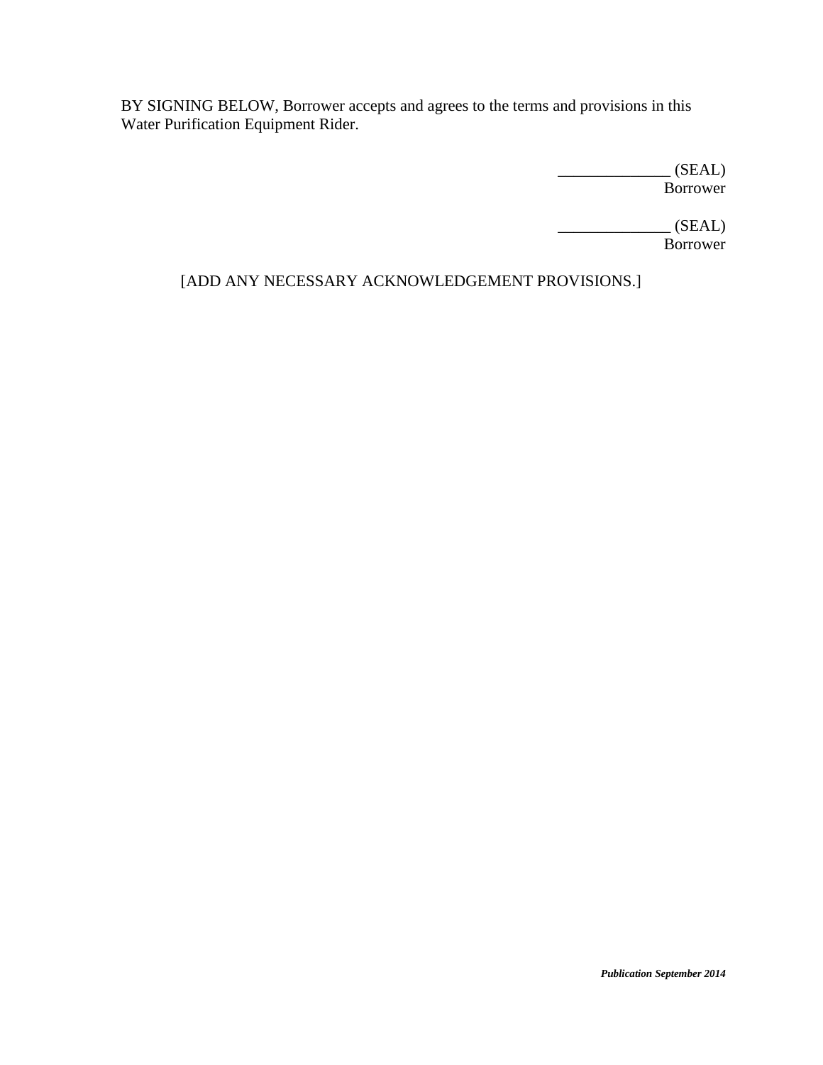BY SIGNING BELOW, Borrower accepts and agrees to the terms and provisions in this Water Purification Equipment Rider.

______________ (SEAL)
Borrower

______________ (SEAL)
Borrower

[ADD ANY NECESSARY ACKNOWLEDGEMENT PROVISIONS.]

***Publication September 2014***